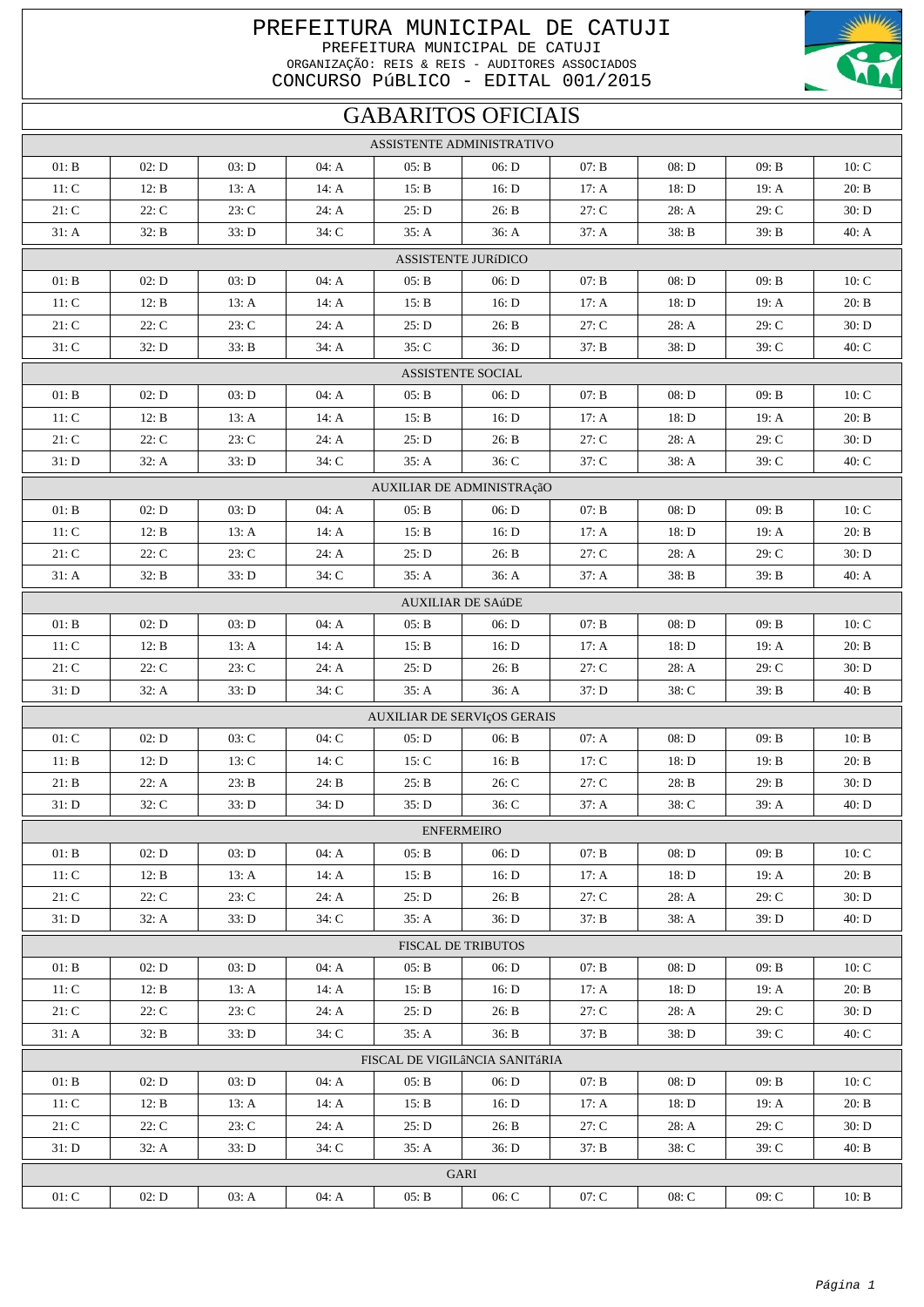# PREFEITURA MUNICIPAL DE CATUJI

PREFEITURA MUNICIPAL DE CATUJI
ORGANIZAÇÃO: REIS & REIS - AUDITORES ASSOCIADOS
CONCURSO PúBLICO - EDITAL 001/2015

## GABARITOS OFICIAIS

### ASSISTENTE ADMINISTRATIVO

| | | | | | | | | | |
|---|---|---|---|---|---|---|---|---|---|
| 01: B | 02: D | 03: D | 04: A | 05: B | 06: D | 07: B | 08: D | 09: B | 10: C |
| 11: C | 12: B | 13: A | 14: A | 15: B | 16: D | 17: A | 18: D | 19: A | 20: B |
| 21: C | 22: C | 23: C | 24: A | 25: D | 26: B | 27: C | 28: A | 29: C | 30: D |
| 31: A | 32: B | 33: D | 34: C | 35: A | 36: A | 37: A | 38: B | 39: B | 40: A |

### ASSISTENTE JURíDICO

| | | | | | | | | | |
|---|---|---|---|---|---|---|---|---|---|
| 01: B | 02: D | 03: D | 04: A | 05: B | 06: D | 07: B | 08: D | 09: B | 10: C |
| 11: C | 12: B | 13: A | 14: A | 15: B | 16: D | 17: A | 18: D | 19: A | 20: B |
| 21: C | 22: C | 23: C | 24: A | 25: D | 26: B | 27: C | 28: A | 29: C | 30: D |
| 31: C | 32: D | 33: B | 34: A | 35: C | 36: D | 37: B | 38: D | 39: C | 40: C |

### ASSISTENTE SOCIAL

| | | | | | | | | | |
|---|---|---|---|---|---|---|---|---|---|
| 01: B | 02: D | 03: D | 04: A | 05: B | 06: D | 07: B | 08: D | 09: B | 10: C |
| 11: C | 12: B | 13: A | 14: A | 15: B | 16: D | 17: A | 18: D | 19: A | 20: B |
| 21: C | 22: C | 23: C | 24: A | 25: D | 26: B | 27: C | 28: A | 29: C | 30: D |
| 31: D | 32: A | 33: D | 34: C | 35: A | 36: C | 37: C | 38: A | 39: C | 40: C |

### AUXILIAR DE ADMINISTRAçãO

| | | | | | | | | | |
|---|---|---|---|---|---|---|---|---|---|
| 01: B | 02: D | 03: D | 04: A | 05: B | 06: D | 07: B | 08: D | 09: B | 10: C |
| 11: C | 12: B | 13: A | 14: A | 15: B | 16: D | 17: A | 18: D | 19: A | 20: B |
| 21: C | 22: C | 23: C | 24: A | 25: D | 26: B | 27: C | 28: A | 29: C | 30: D |
| 31: A | 32: B | 33: D | 34: C | 35: A | 36: A | 37: A | 38: B | 39: B | 40: A |

### AUXILIAR DE SAúDE

| | | | | | | | | | |
|---|---|---|---|---|---|---|---|---|---|
| 01: B | 02: D | 03: D | 04: A | 05: B | 06: D | 07: B | 08: D | 09: B | 10: C |
| 11: C | 12: B | 13: A | 14: A | 15: B | 16: D | 17: A | 18: D | 19: A | 20: B |
| 21: C | 22: C | 23: C | 24: A | 25: D | 26: B | 27: C | 28: A | 29: C | 30: D |
| 31: D | 32: A | 33: D | 34: C | 35: A | 36: A | 37: D | 38: C | 39: B | 40: B |

### AUXILIAR DE SERVIçOS GERAIS

| | | | | | | | | | |
|---|---|---|---|---|---|---|---|---|---|
| 01: C | 02: D | 03: C | 04: C | 05: D | 06: B | 07: A | 08: D | 09: B | 10: B |
| 11: B | 12: D | 13: C | 14: C | 15: C | 16: B | 17: C | 18: D | 19: B | 20: B |
| 21: B | 22: A | 23: B | 24: B | 25: B | 26: C | 27: C | 28: B | 29: B | 30: D |
| 31: D | 32: C | 33: D | 34: D | 35: D | 36: C | 37: A | 38: C | 39: A | 40: D |

### ENFERMEIRO

| | | | | | | | | | |
|---|---|---|---|---|---|---|---|---|---|
| 01: B | 02: D | 03: D | 04: A | 05: B | 06: D | 07: B | 08: D | 09: B | 10: C |
| 11: C | 12: B | 13: A | 14: A | 15: B | 16: D | 17: A | 18: D | 19: A | 20: B |
| 21: C | 22: C | 23: C | 24: A | 25: D | 26: B | 27: C | 28: A | 29: C | 30: D |
| 31: D | 32: A | 33: D | 34: C | 35: A | 36: D | 37: B | 38: A | 39: D | 40: D |

### FISCAL DE TRIBUTOS

| | | | | | | | | | |
|---|---|---|---|---|---|---|---|---|---|
| 01: B | 02: D | 03: D | 04: A | 05: B | 06: D | 07: B | 08: D | 09: B | 10: C |
| 11: C | 12: B | 13: A | 14: A | 15: B | 16: D | 17: A | 18: D | 19: A | 20: B |
| 21: C | 22: C | 23: C | 24: A | 25: D | 26: B | 27: C | 28: A | 29: C | 30: D |
| 31: A | 32: B | 33: D | 34: C | 35: A | 36: B | 37: B | 38: D | 39: C | 40: C |

### FISCAL DE VIGILâNCIA SANITáRIA

| | | | | | | | | | |
|---|---|---|---|---|---|---|---|---|---|
| 01: B | 02: D | 03: D | 04: A | 05: B | 06: D | 07: B | 08: D | 09: B | 10: C |
| 11: C | 12: B | 13: A | 14: A | 15: B | 16: D | 17: A | 18: D | 19: A | 20: B |
| 21: C | 22: C | 23: C | 24: A | 25: D | 26: B | 27: C | 28: A | 29: C | 30: D |
| 31: D | 32: A | 33: D | 34: C | 35: A | 36: D | 37: B | 38: C | 39: C | 40: B |

### GARI

| | | | | | | | | | |
|---|---|---|---|---|---|---|---|---|---|
| 01: C | 02: D | 03: A | 04: A | 05: B | 06: C | 07: C | 08: C | 09: C | 10: B |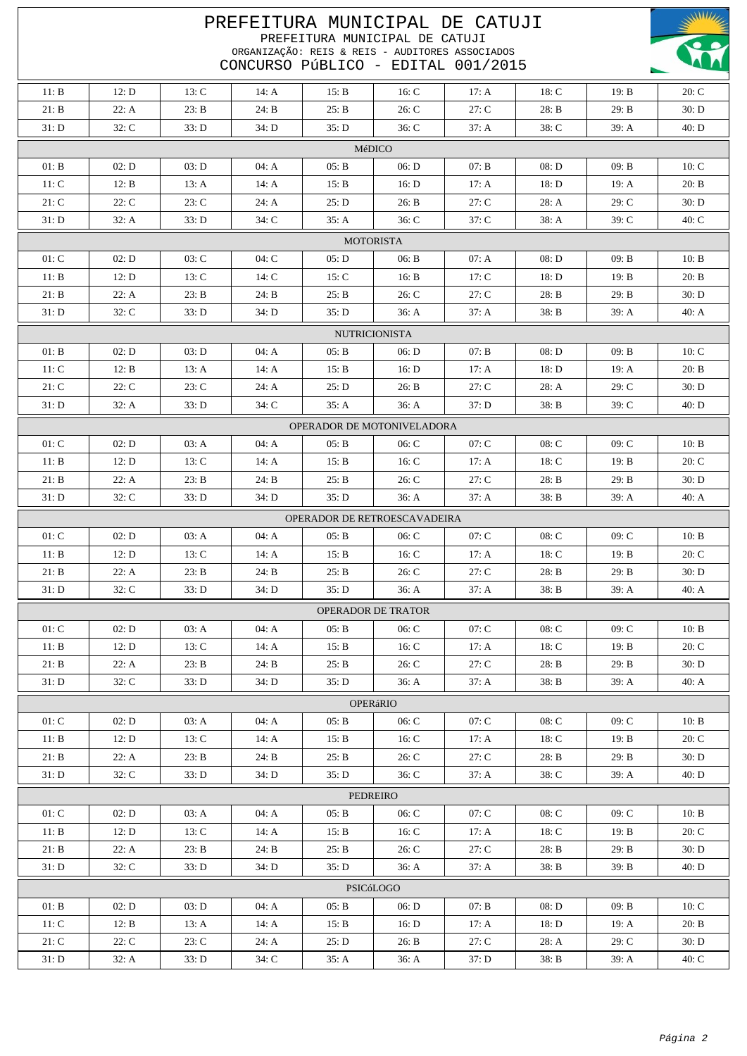# PREFEITURA MUNICIPAL DE CATUJI

PREFEITURA MUNICIPAL DE CATUJI

ORGANIZAÇÃO: REIS & REIS - AUDITORES ASSOCIADOS

CONCURSO PúBLICO - EDITAL 001/2015

| | | | | | | | | | |
|---|---|---|---|---|---|---|---|---|---|
| 11: B | 12: D | 13: C | 14: A | 15: B | 16: C | 17: A | 18: C | 19: B | 20: C |
| 21: B | 22: A | 23: B | 24: B | 25: B | 26: C | 27: C | 28: B | 29: B | 30: D |
| 31: D | 32: C | 33: D | 34: D | 35: D | 36: C | 37: A | 38: C | 39: A | 40: D |

## MéDICO

| | | | | | | | | | |
|---|---|---|---|---|---|---|---|---|---|
| 01: B | 02: D | 03: D | 04: A | 05: B | 06: D | 07: B | 08: D | 09: B | 10: C |
| 11: C | 12: B | 13: A | 14: A | 15: B | 16: D | 17: A | 18: D | 19: A | 20: B |
| 21: C | 22: C | 23: C | 24: A | 25: D | 26: B | 27: C | 28: A | 29: C | 30: D |
| 31: D | 32: A | 33: D | 34: C | 35: A | 36: C | 37: C | 38: A | 39: C | 40: C |

## MOTORISTA

| | | | | | | | | | |
|---|---|---|---|---|---|---|---|---|---|
| 01: C | 02: D | 03: C | 04: C | 05: D | 06: B | 07: A | 08: D | 09: B | 10: B |
| 11: B | 12: D | 13: C | 14: C | 15: C | 16: B | 17: C | 18: D | 19: B | 20: B |
| 21: B | 22: A | 23: B | 24: B | 25: B | 26: C | 27: C | 28: B | 29: B | 30: D |
| 31: D | 32: C | 33: D | 34: D | 35: D | 36: A | 37: A | 38: B | 39: A | 40: A |

## NUTRICIONISTA

| | | | | | | | | | |
|---|---|---|---|---|---|---|---|---|---|
| 01: B | 02: D | 03: D | 04: A | 05: B | 06: D | 07: B | 08: D | 09: B | 10: C |
| 11: C | 12: B | 13: A | 14: A | 15: B | 16: D | 17: A | 18: D | 19: A | 20: B |
| 21: C | 22: C | 23: C | 24: A | 25: D | 26: B | 27: C | 28: A | 29: C | 30: D |
| 31: D | 32: A | 33: D | 34: C | 35: A | 36: A | 37: D | 38: B | 39: C | 40: D |

## OPERADOR DE MOTONIVELADORA

| | | | | | | | | | |
|---|---|---|---|---|---|---|---|---|---|
| 01: C | 02: D | 03: A | 04: A | 05: B | 06: C | 07: C | 08: C | 09: C | 10: B |
| 11: B | 12: D | 13: C | 14: A | 15: B | 16: C | 17: A | 18: C | 19: B | 20: C |
| 21: B | 22: A | 23: B | 24: B | 25: B | 26: C | 27: C | 28: B | 29: B | 30: D |
| 31: D | 32: C | 33: D | 34: D | 35: D | 36: A | 37: A | 38: B | 39: A | 40: A |

## OPERADOR DE RETROESCAVADEIRA

| | | | | | | | | | |
|---|---|---|---|---|---|---|---|---|---|
| 01: C | 02: D | 03: A | 04: A | 05: B | 06: C | 07: C | 08: C | 09: C | 10: B |
| 11: B | 12: D | 13: C | 14: A | 15: B | 16: C | 17: A | 18: C | 19: B | 20: C |
| 21: B | 22: A | 23: B | 24: B | 25: B | 26: C | 27: C | 28: B | 29: B | 30: D |
| 31: D | 32: C | 33: D | 34: D | 35: D | 36: A | 37: A | 38: B | 39: A | 40: A |

## OPERADOR DE TRATOR

| | | | | | | | | | |
|---|---|---|---|---|---|---|---|---|---|
| 01: C | 02: D | 03: A | 04: A | 05: B | 06: C | 07: C | 08: C | 09: C | 10: B |
| 11: B | 12: D | 13: C | 14: A | 15: B | 16: C | 17: A | 18: C | 19: B | 20: C |
| 21: B | 22: A | 23: B | 24: B | 25: B | 26: C | 27: C | 28: B | 29: B | 30: D |
| 31: D | 32: C | 33: D | 34: D | 35: D | 36: A | 37: A | 38: B | 39: A | 40: A |

## OPERáRIO

| | | | | | | | | | |
|---|---|---|---|---|---|---|---|---|---|
| 01: C | 02: D | 03: A | 04: A | 05: B | 06: C | 07: C | 08: C | 09: C | 10: B |
| 11: B | 12: D | 13: C | 14: A | 15: B | 16: C | 17: A | 18: C | 19: B | 20: C |
| 21: B | 22: A | 23: B | 24: B | 25: B | 26: C | 27: C | 28: B | 29: B | 30: D |
| 31: D | 32: C | 33: D | 34: D | 35: D | 36: C | 37: A | 38: C | 39: A | 40: D |

## PEDREIRO

| | | | | | | | | | |
|---|---|---|---|---|---|---|---|---|---|
| 01: C | 02: D | 03: A | 04: A | 05: B | 06: C | 07: C | 08: C | 09: C | 10: B |
| 11: B | 12: D | 13: C | 14: A | 15: B | 16: C | 17: A | 18: C | 19: B | 20: C |
| 21: B | 22: A | 23: B | 24: B | 25: B | 26: C | 27: C | 28: B | 29: B | 30: D |
| 31: D | 32: C | 33: D | 34: D | 35: D | 36: A | 37: A | 38: B | 39: B | 40: D |

## PSICóLOGO

| | | | | | | | | | |
|---|---|---|---|---|---|---|---|---|---|
| 01: B | 02: D | 03: D | 04: A | 05: B | 06: D | 07: B | 08: D | 09: B | 10: C |
| 11: C | 12: B | 13: A | 14: A | 15: B | 16: D | 17: A | 18: D | 19: A | 20: B |
| 21: C | 22: C | 23: C | 24: A | 25: D | 26: B | 27: C | 28: A | 29: C | 30: D |
| 31: D | 32: A | 33: D | 34: C | 35: A | 36: A | 37: D | 38: B | 39: A | 40: C |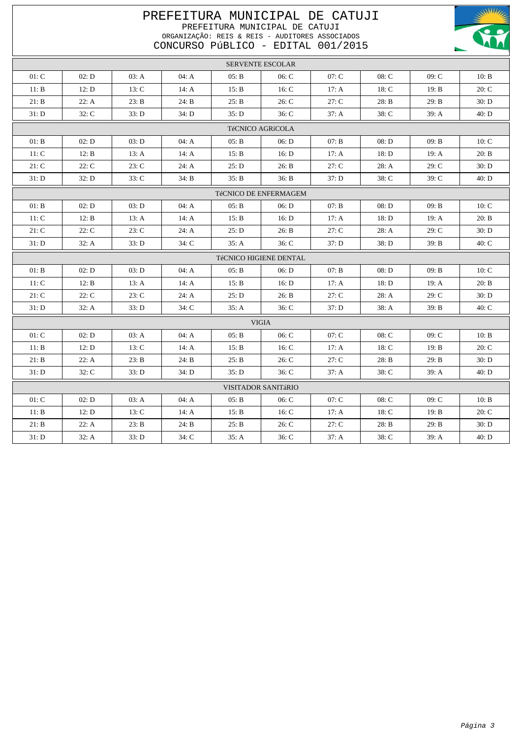# PREFEITURA MUNICIPAL DE CATUJI

PREFEITURA MUNICIPAL DE CATUJI

ORGANIZAÇÃO: REIS & REIS - AUDITORES ASSOCIADOS

CONCURSO PúBLICO - EDITAL 001/2015

| SERVENTE ESCOLAR | | | | | | | | | |
|---|---|---|---|---|---|---|---|---|---|
| 01: C | 02: D | 03: A | 04: A | 05: B | 06: C | 07: C | 08: C | 09: C | 10: B |
| 11: B | 12: D | 13: C | 14: A | 15: B | 16: C | 17: A | 18: C | 19: B | 20: C |
| 21: B | 22: A | 23: B | 24: B | 25: B | 26: C | 27: C | 28: B | 29: B | 30: D |
| 31: D | 32: C | 33: D | 34: D | 35: D | 36: C | 37: A | 38: C | 39: A | 40: D |

| TéCNICO AGRíCOLA | | | | | | | | | |
|---|---|---|---|---|---|---|---|---|---|
| 01: B | 02: D | 03: D | 04: A | 05: B | 06: D | 07: B | 08: D | 09: B | 10: C |
| 11: C | 12: B | 13: A | 14: A | 15: B | 16: D | 17: A | 18: D | 19: A | 20: B |
| 21: C | 22: C | 23: C | 24: A | 25: D | 26: B | 27: C | 28: A | 29: C | 30: D |
| 31: D | 32: D | 33: C | 34: B | 35: B | 36: B | 37: D | 38: C | 39: C | 40: D |

| TéCNICO DE ENFERMAGEM | | | | | | | | | |
|---|---|---|---|---|---|---|---|---|---|
| 01: B | 02: D | 03: D | 04: A | 05: B | 06: D | 07: B | 08: D | 09: B | 10: C |
| 11: C | 12: B | 13: A | 14: A | 15: B | 16: D | 17: A | 18: D | 19: A | 20: B |
| 21: C | 22: C | 23: C | 24: A | 25: D | 26: B | 27: C | 28: A | 29: C | 30: D |
| 31: D | 32: A | 33: D | 34: C | 35: A | 36: C | 37: D | 38: D | 39: B | 40: C |

| TéCNICO HIGIENE DENTAL | | | | | | | | | |
|---|---|---|---|---|---|---|---|---|---|
| 01: B | 02: D | 03: D | 04: A | 05: B | 06: D | 07: B | 08: D | 09: B | 10: C |
| 11: C | 12: B | 13: A | 14: A | 15: B | 16: D | 17: A | 18: D | 19: A | 20: B |
| 21: C | 22: C | 23: C | 24: A | 25: D | 26: B | 27: C | 28: A | 29: C | 30: D |
| 31: D | 32: A | 33: D | 34: C | 35: A | 36: C | 37: D | 38: A | 39: B | 40: C |

| VIGIA | | | | | | | | | |
|---|---|---|---|---|---|---|---|---|---|
| 01: C | 02: D | 03: A | 04: A | 05: B | 06: C | 07: C | 08: C | 09: C | 10: B |
| 11: B | 12: D | 13: C | 14: A | 15: B | 16: C | 17: A | 18: C | 19: B | 20: C |
| 21: B | 22: A | 23: B | 24: B | 25: B | 26: C | 27: C | 28: B | 29: B | 30: D |
| 31: D | 32: C | 33: D | 34: D | 35: D | 36: C | 37: A | 38: C | 39: A | 40: D |

| VISITADOR SANITáRIO | | | | | | | | | |
|---|---|---|---|---|---|---|---|---|---|
| 01: C | 02: D | 03: A | 04: A | 05: B | 06: C | 07: C | 08: C | 09: C | 10: B |
| 11: B | 12: D | 13: C | 14: A | 15: B | 16: C | 17: A | 18: C | 19: B | 20: C |
| 21: B | 22: A | 23: B | 24: B | 25: B | 26: C | 27: C | 28: B | 29: B | 30: D |
| 31: D | 32: A | 33: D | 34: C | 35: A | 36: C | 37: A | 38: C | 39: A | 40: D |